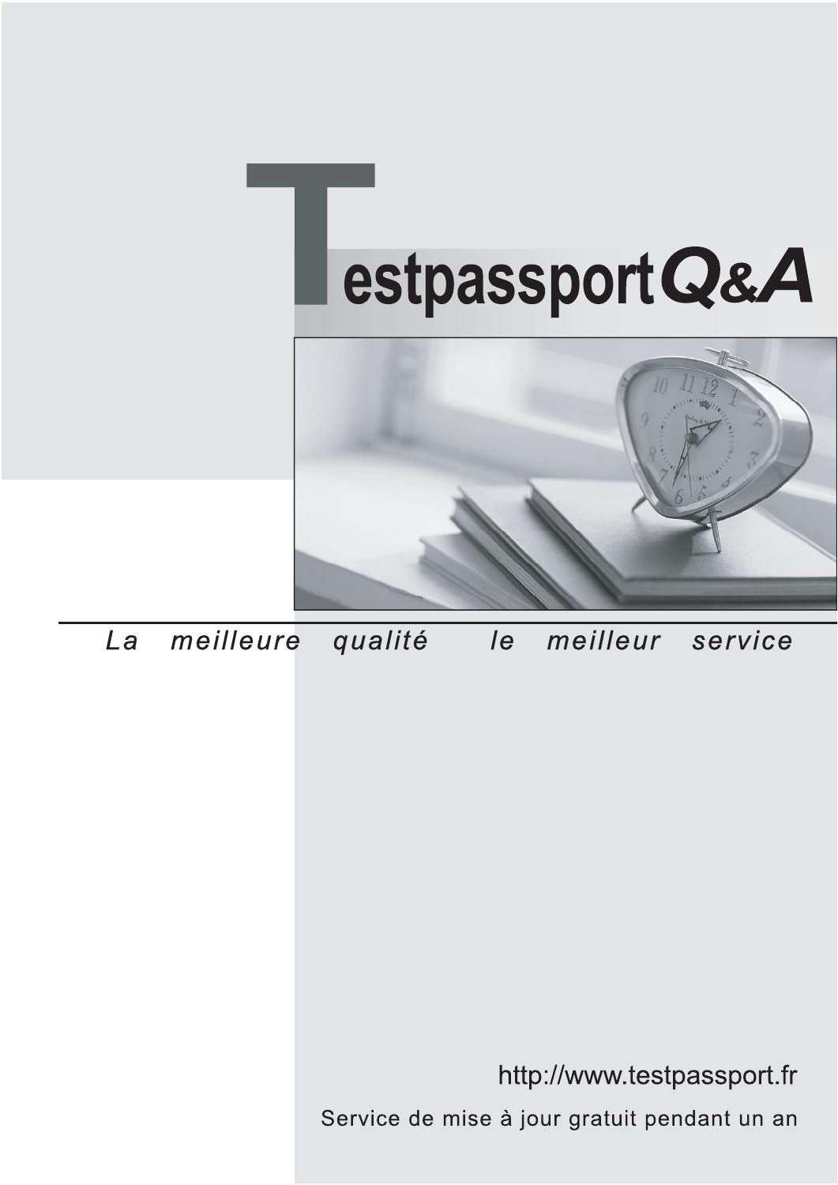# TestpassportQ&A

*La meilleure qualité le meilleur service*

http://www.testpassport.fr

Service de mise à jour gratuit pendant un an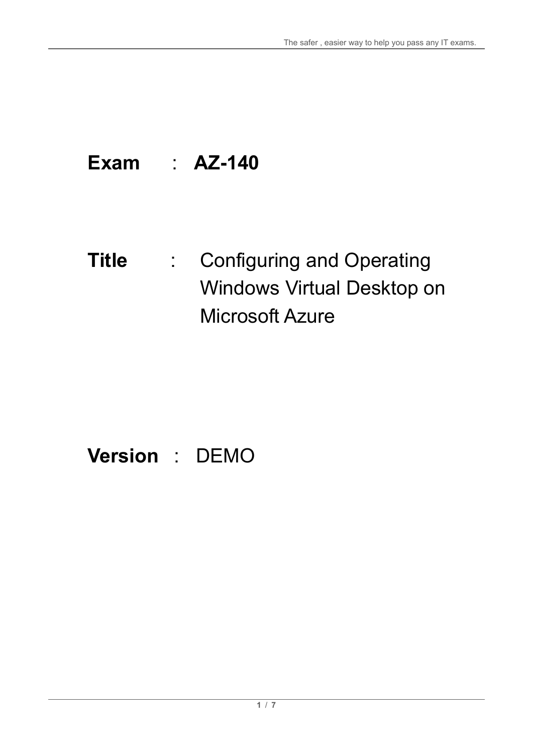**Exam** : **AZ-140**

**Title** : Configuring and Operating Windows Virtual Desktop on Microsoft Azure

**Version** : DEMO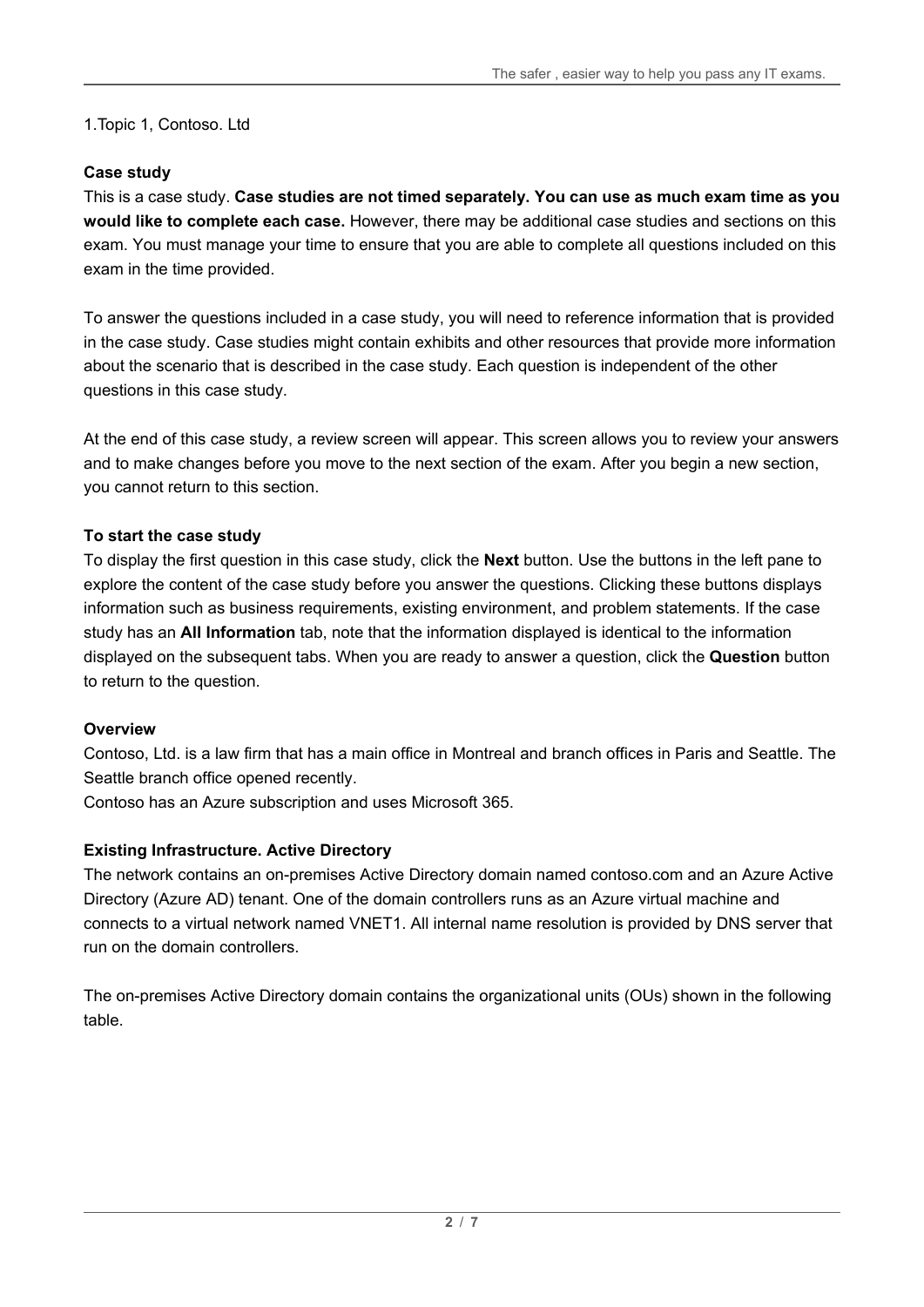1.Topic 1, Contoso. Ltd

**Case study**

This is a case study. **Case studies are not timed separately. You can use as much exam time as you would like to complete each case.** However, there may be additional case studies and sections on this exam. You must manage your time to ensure that you are able to complete all questions included on this exam in the time provided.

To answer the questions included in a case study, you will need to reference information that is provided in the case study. Case studies might contain exhibits and other resources that provide more information about the scenario that is described in the case study. Each question is independent of the other questions in this case study.

At the end of this case study, a review screen will appear. This screen allows you to review your answers and to make changes before you move to the next section of the exam. After you begin a new section, you cannot return to this section.

**To start the case study**

To display the first question in this case study, click the **Next** button. Use the buttons in the left pane to explore the content of the case study before you answer the questions. Clicking these buttons displays information such as business requirements, existing environment, and problem statements. If the case study has an **All Information** tab, note that the information displayed is identical to the information displayed on the subsequent tabs. When you are ready to answer a question, click the **Question** button to return to the question.

**Overview**

Contoso, Ltd. is a law firm that has a main office in Montreal and branch offices in Paris and Seattle. The Seattle branch office opened recently.

Contoso has an Azure subscription and uses Microsoft 365.

**Existing Infrastructure. Active Directory**

The network contains an on-premises Active Directory domain named contoso.com and an Azure Active Directory (Azure AD) tenant. One of the domain controllers runs as an Azure virtual machine and connects to a virtual network named VNET1. All internal name resolution is provided by DNS server that run on the domain controllers.

The on-premises Active Directory domain contains the organizational units (OUs) shown in the following table.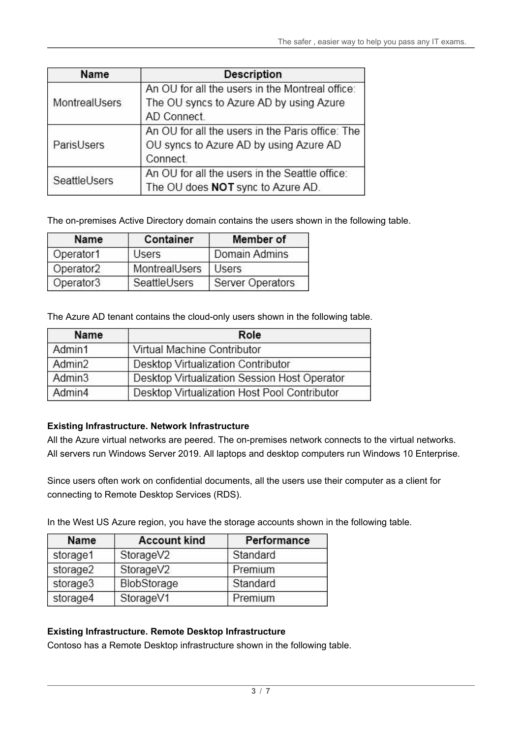| Name | Description |
| --- | --- |
| MontrealUsers | An OU for all the users in the Montreal office: The OU syncs to Azure AD by using Azure AD Connect. |
| ParisUsers | An OU for all the users in the Paris office: The OU syncs to Azure AD by using Azure AD Connect. |
| SeattleUsers | An OU for all the users in the Seattle office: The OU does **NOT** sync to Azure AD. |

The on-premises Active Directory domain contains the users shown in the following table.

| Name | Container | Member of |
| --- | --- | --- |
| Operator1 | Users | Domain Admins |
| Operator2 | MontrealUsers | Users |
| Operator3 | SeattleUsers | Server Operators |

The Azure AD tenant contains the cloud-only users shown in the following table.

| Name | Role |
| --- | --- |
| Admin1 | Virtual Machine Contributor |
| Admin2 | Desktop Virtualization Contributor |
| Admin3 | Desktop Virtualization Session Host Operator |
| Admin4 | Desktop Virtualization Host Pool Contributor |

**Existing Infrastructure. Network Infrastructure**

All the Azure virtual networks are peered. The on-premises network connects to the virtual networks. All servers run Windows Server 2019. All laptops and desktop computers run Windows 10 Enterprise.

Since users often work on confidential documents, all the users use their computer as a client for connecting to Remote Desktop Services (RDS).

In the West US Azure region, you have the storage accounts shown in the following table.

| Name | Account kind | Performance |
| --- | --- | --- |
| storage1 | StorageV2 | Standard |
| storage2 | StorageV2 | Premium |
| storage3 | BlobStorage | Standard |
| storage4 | StorageV1 | Premium |

**Existing Infrastructure. Remote Desktop Infrastructure**

Contoso has a Remote Desktop infrastructure shown in the following table.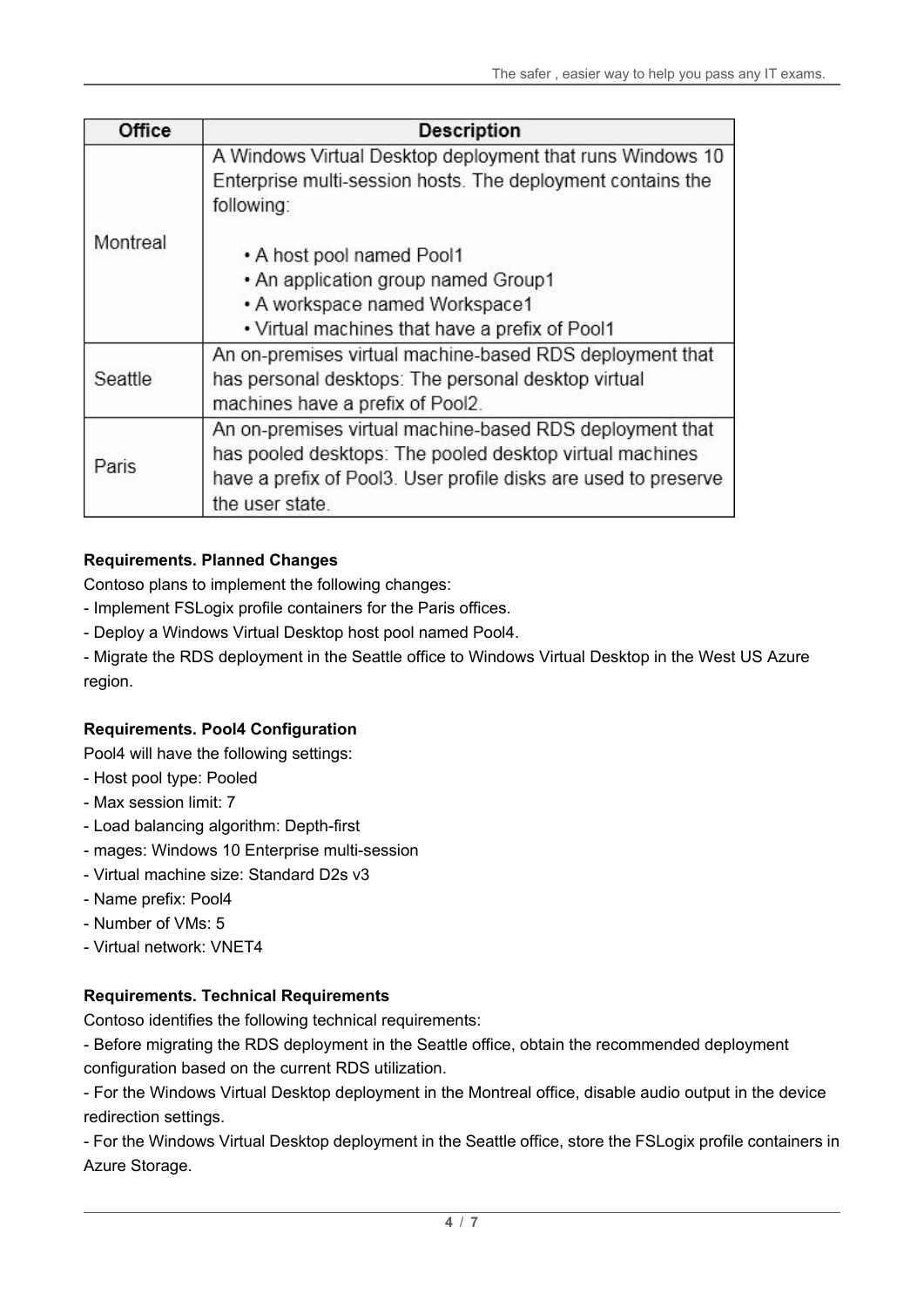| Office | Description |
| --- | --- |
| Montreal | A Windows Virtual Desktop deployment that runs Windows 10 Enterprise multi-session hosts. The deployment contains the following:<br><br>• A host pool named Pool1<br>• An application group named Group1<br>• A workspace named Workspace1<br>• Virtual machines that have a prefix of Pool1 |
| Seattle | An on-premises virtual machine-based RDS deployment that has personal desktops: The personal desktop virtual machines have a prefix of Pool2. |
| Paris | An on-premises virtual machine-based RDS deployment that has pooled desktops: The pooled desktop virtual machines have a prefix of Pool3. User profile disks are used to preserve the user state. |

**Requirements. Planned Changes**

Contoso plans to implement the following changes:

- Implement FSLogix profile containers for the Paris offices.
- Deploy a Windows Virtual Desktop host pool named Pool4.
- Migrate the RDS deployment in the Seattle office to Windows Virtual Desktop in the West US Azure region.

**Requirements. Pool4 Configuration**

Pool4 will have the following settings:

- Host pool type: Pooled
- Max session limit: 7
- Load balancing algorithm: Depth-first
- mages: Windows 10 Enterprise multi-session
- Virtual machine size: Standard D2s v3
- Name prefix: Pool4
- Number of VMs: 5
- Virtual network: VNET4

**Requirements. Technical Requirements**

Contoso identifies the following technical requirements:

- Before migrating the RDS deployment in the Seattle office, obtain the recommended deployment configuration based on the current RDS utilization.
- For the Windows Virtual Desktop deployment in the Montreal office, disable audio output in the device redirection settings.
- For the Windows Virtual Desktop deployment in the Seattle office, store the FSLogix profile containers in Azure Storage.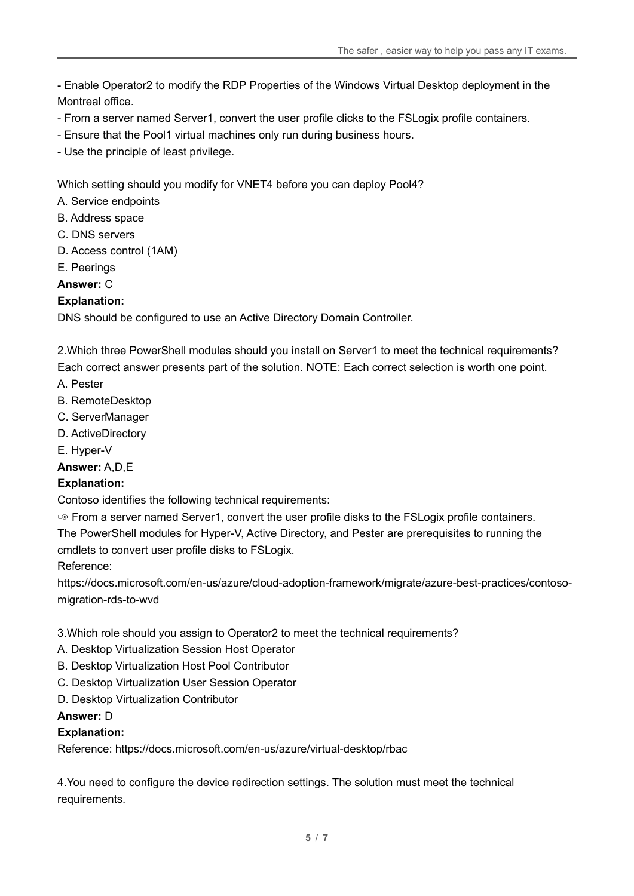- Enable Operator2 to modify the RDP Properties of the Windows Virtual Desktop deployment in the Montreal office.
- From a server named Server1, convert the user profile clicks to the FSLogix profile containers.
- Ensure that the Pool1 virtual machines only run during business hours.
- Use the principle of least privilege.

Which setting should you modify for VNET4 before you can deploy Pool4?

A. Service endpoints
B. Address space
C. DNS servers
D. Access control (1AM)
E. Peerings

**Answer:** C

**Explanation:**

DNS should be configured to use an Active Directory Domain Controller.

2.Which three PowerShell modules should you install on Server1 to meet the technical requirements? Each correct answer presents part of the solution. NOTE: Each correct selection is worth one point.

A. Pester
B. RemoteDesktop
C. ServerManager
D. ActiveDirectory
E. Hyper-V

**Answer:** A,D,E

**Explanation:**

Contoso identifies the following technical requirements:

➾ From a server named Server1, convert the user profile disks to the FSLogix profile containers.

The PowerShell modules for Hyper-V, Active Directory, and Pester are prerequisites to running the cmdlets to convert user profile disks to FSLogix.

Reference:

https://docs.microsoft.com/en-us/azure/cloud-adoption-framework/migrate/azure-best-practices/contoso-migration-rds-to-wvd

3.Which role should you assign to Operator2 to meet the technical requirements?

A. Desktop Virtualization Session Host Operator
B. Desktop Virtualization Host Pool Contributor
C. Desktop Virtualization User Session Operator
D. Desktop Virtualization Contributor

**Answer:** D

**Explanation:**

Reference: https://docs.microsoft.com/en-us/azure/virtual-desktop/rbac

4.You need to configure the device redirection settings. The solution must meet the technical requirements.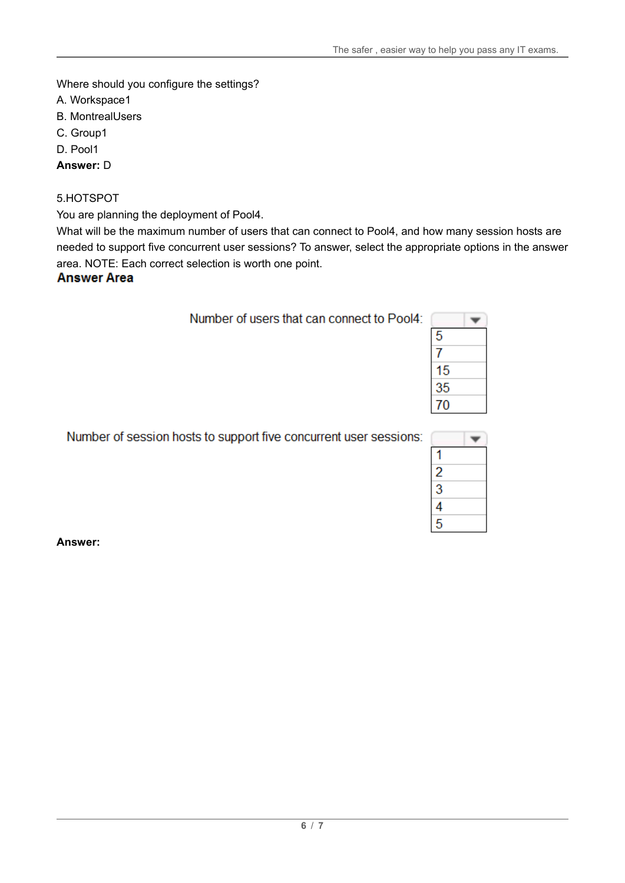Where should you configure the settings?

A. Workspace1

B. MontrealUsers

C. Group1

D. Pool1

**Answer:** D

5.HOTSPOT

You are planning the deployment of Pool4.

What will be the maximum number of users that can connect to Pool4, and how many session hosts are needed to support five concurrent user sessions? To answer, select the appropriate options in the answer area. NOTE: Each correct selection is worth one point.

**Answer Area**

Number of users that can connect to Pool4:

- 5
- 7
- 15
- 35
- 70

Number of session hosts to support five concurrent user sessions:

- 1
- 2
- 3
- 4
- 5

**Answer:**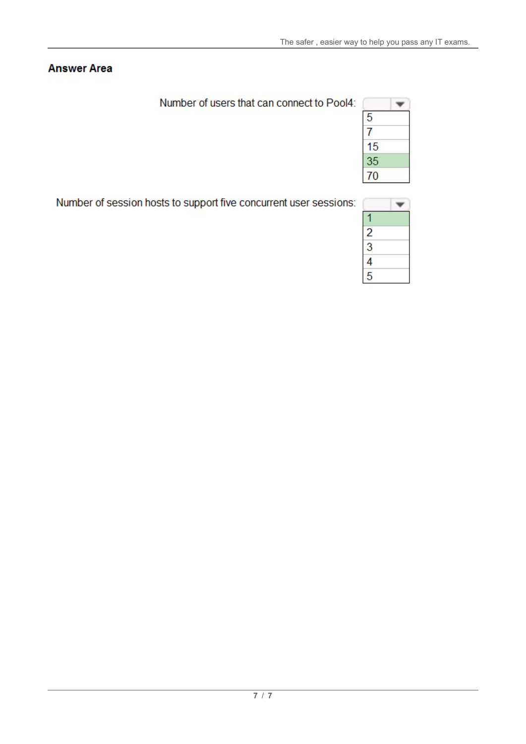## Answer Area

Number of users that can connect to Pool4:

- 5
- 7
- 15
- 35
- 70

Number of session hosts to support five concurrent user sessions:

- 1
- 2
- 3
- 4
- 5